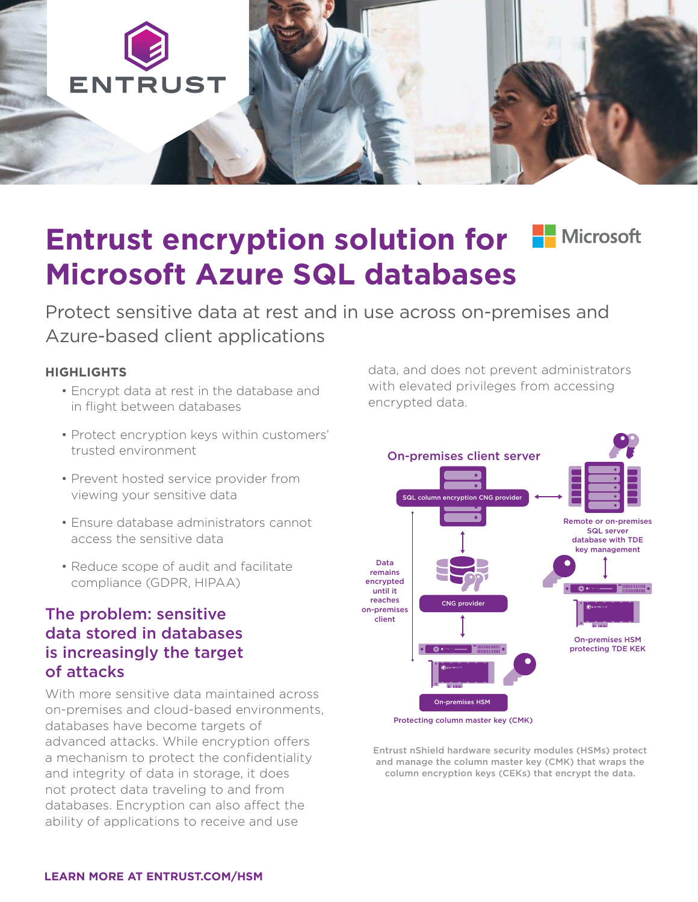ENTRUST

# Entrust encryption solution for Microsoft Azure SQL databases

Protect sensitive data at rest and in use across on-premises and Azure-based client applications

### HIGHLIGHTS

- Encrypt data at rest in the database and in flight between databases
- Protect encryption keys within customers' trusted environment
- Prevent hosted service provider from viewing your sensitive data
- Ensure database administrators cannot access the sensitive data
- Reduce scope of audit and facilitate compliance (GDPR, HIPAA)

## The problem: sensitive data stored in databases is increasingly the target of attacks

With more sensitive data maintained across on-premises and cloud-based environments, databases have become targets of advanced attacks. While encryption offers a mechanism to protect the confidentiality and integrity of data in storage, it does not protect data traveling to and from databases. Encryption can also affect the ability of applications to receive and use data, and does not prevent administrators with elevated privileges from accessing encrypted data.

On-premises client server

SQL column encryption CNG provider

Remote or on-premises SQL server database with TDE key management

Data remains encrypted until it reaches on-premises client

CNG provider

On-premises HSM protecting TDE KEK

On-premises HSM

Protecting column master key (CMK)

Entrust nShield hardware security modules (HSMs) protect and manage the column master key (CMK) that wraps the column encryption keys (CEKs) that encrypt the data.

**LEARN MORE AT ENTRUST.COM/HSM**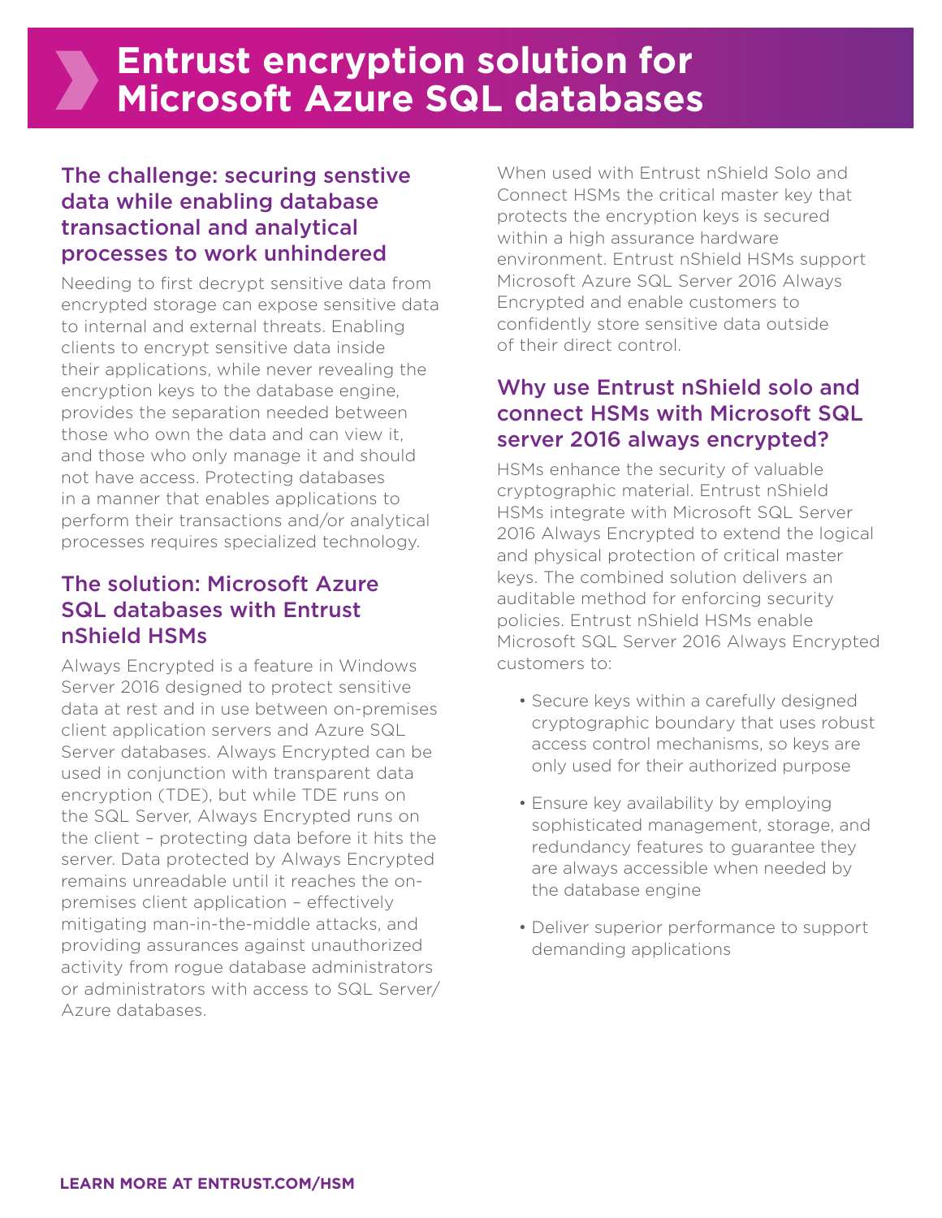# Entrust encryption solution for Microsoft Azure SQL databases

## The challenge: securing senstive data while enabling database transactional and analytical processes to work unhindered

Needing to first decrypt sensitive data from encrypted storage can expose sensitive data to internal and external threats. Enabling clients to encrypt sensitive data inside their applications, while never revealing the encryption keys to the database engine, provides the separation needed between those who own the data and can view it, and those who only manage it and should not have access. Protecting databases in a manner that enables applications to perform their transactions and/or analytical processes requires specialized technology.

## The solution: Microsoft Azure SQL databases with Entrust nShield HSMs

Always Encrypted is a feature in Windows Server 2016 designed to protect sensitive data at rest and in use between on-premises client application servers and Azure SQL Server databases. Always Encrypted can be used in conjunction with transparent data encryption (TDE), but while TDE runs on the SQL Server, Always Encrypted runs on the client – protecting data before it hits the server. Data protected by Always Encrypted remains unreadable until it reaches the on-premises client application – effectively mitigating man-in-the-middle attacks, and providing assurances against unauthorized activity from rogue database administrators or administrators with access to SQL Server/Azure databases.

When used with Entrust nShield Solo and Connect HSMs the critical master key that protects the encryption keys is secured within a high assurance hardware environment. Entrust nShield HSMs support Microsoft Azure SQL Server 2016 Always Encrypted and enable customers to confidently store sensitive data outside of their direct control.

## Why use Entrust nShield solo and connect HSMs with Microsoft SQL server 2016 always encrypted?

HSMs enhance the security of valuable cryptographic material. Entrust nShield HSMs integrate with Microsoft SQL Server 2016 Always Encrypted to extend the logical and physical protection of critical master keys. The combined solution delivers an auditable method for enforcing security policies. Entrust nShield HSMs enable Microsoft SQL Server 2016 Always Encrypted customers to:

- Secure keys within a carefully designed cryptographic boundary that uses robust access control mechanisms, so keys are only used for their authorized purpose
- Ensure key availability by employing sophisticated management, storage, and redundancy features to guarantee they are always accessible when needed by the database engine
- Deliver superior performance to support demanding applications

**LEARN MORE AT ENTRUST.COM/HSM**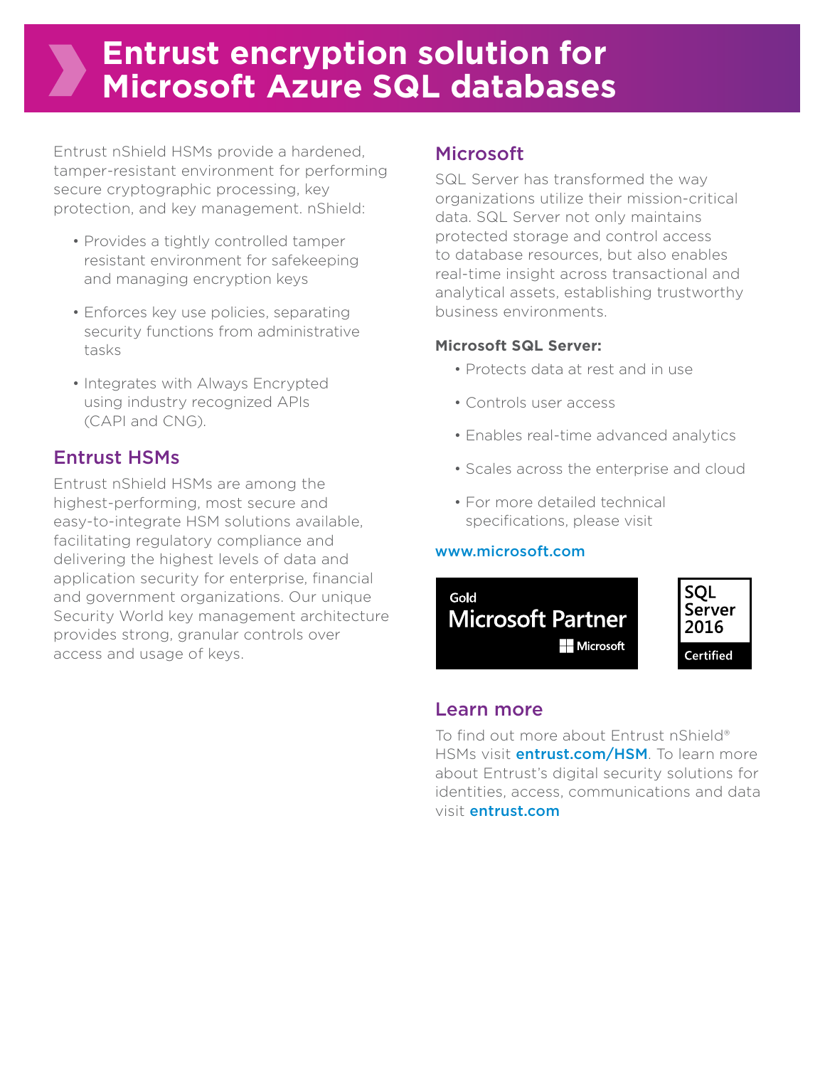# Entrust encryption solution for Microsoft Azure SQL databases

Entrust nShield HSMs provide a hardened, tamper-resistant environment for performing secure cryptographic processing, key protection, and key management. nShield:

- Provides a tightly controlled tamper resistant environment for safekeeping and managing encryption keys
- Enforces key use policies, separating security functions from administrative tasks
- Integrates with Always Encrypted using industry recognized APIs (CAPI and CNG).

## Entrust HSMs

Entrust nShield HSMs are among the highest-performing, most secure and easy-to-integrate HSM solutions available, facilitating regulatory compliance and delivering the highest levels of data and application security for enterprise, financial and government organizations. Our unique Security World key management architecture provides strong, granular controls over access and usage of keys.

## Microsoft

SQL Server has transformed the way organizations utilize their mission-critical data. SQL Server not only maintains protected storage and control access to database resources, but also enables real-time insight across transactional and analytical assets, establishing trustworthy business environments.

**Microsoft SQL Server:**

- Protects data at rest and in use
- Controls user access
- Enables real-time advanced analytics
- Scales across the enterprise and cloud
- For more detailed technical specifications, please visit

**www.microsoft.com**

Gold Microsoft Partner Microsoft

SQL Server 2016 Certified

## Learn more

To find out more about Entrust nShield® HSMs visit **entrust.com/HSM**. To learn more about Entrust's digital security solutions for identities, access, communications and data visit **entrust.com**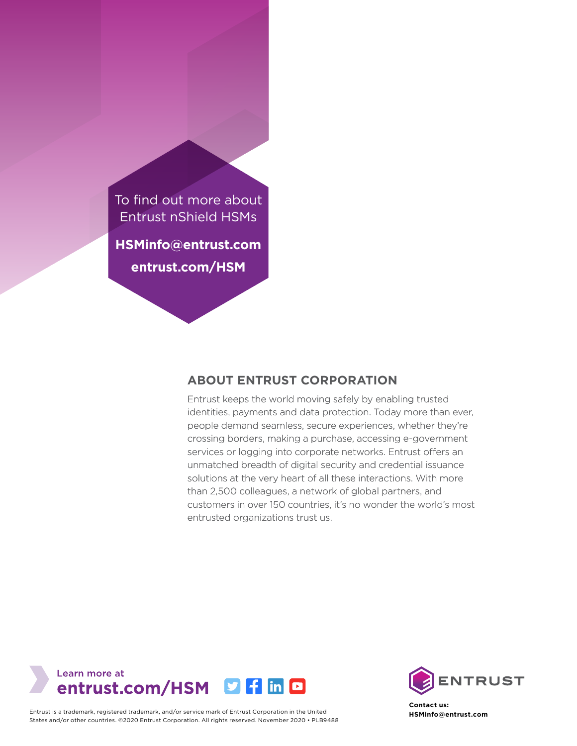To find out more about Entrust nShield HSMs

**HSMinfo@entrust.com**

**entrust.com/HSM**

## ABOUT ENTRUST CORPORATION

Entrust keeps the world moving safely by enabling trusted identities, payments and data protection. Today more than ever, people demand seamless, secure experiences, whether they're crossing borders, making a purchase, accessing e-government services or logging into corporate networks. Entrust offers an unmatched breadth of digital security and credential issuance solutions at the very heart of all these interactions. With more than 2,500 colleagues, a network of global partners, and customers in over 150 countries, it's no wonder the world's most entrusted organizations trust us.

Learn more at
**entrust.com/HSM**

ENTRUST

**Contact us:**
**HSMinfo@entrust.com**

Entrust is a trademark, registered trademark, and/or service mark of Entrust Corporation in the United States and/or other countries. ©2020 Entrust Corporation. All rights reserved. November 2020 • PLB9488